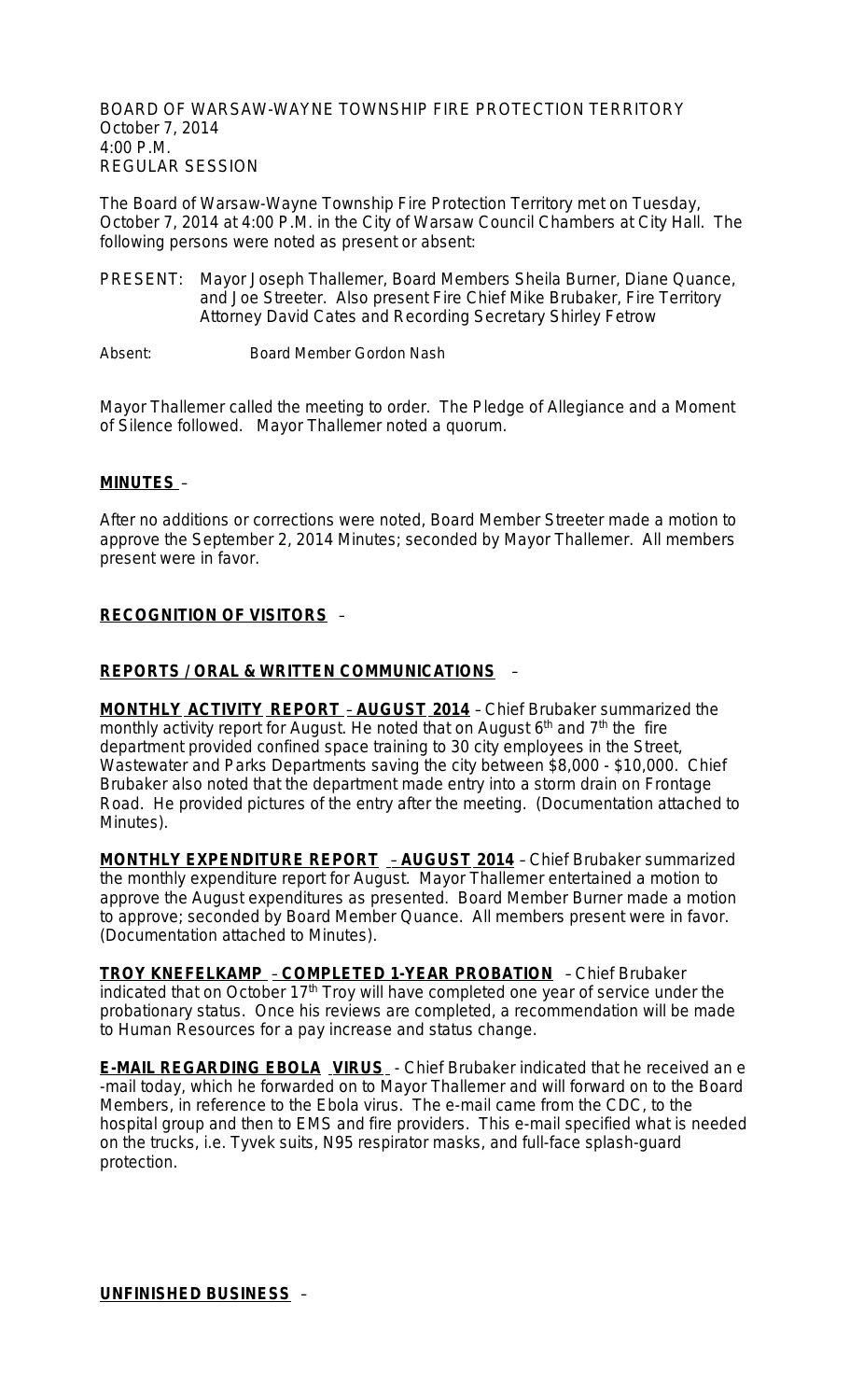BOARD OF WARSAW-WAYNE TOWNSHIP FIRE PROTECTION TERRITORY
October 7, 2014
4:00 P.M.
REGULAR SESSION

The Board of Warsaw-Wayne Township Fire Protection Territory met on Tuesday, October 7, 2014 at 4:00 P.M. in the City of Warsaw Council Chambers at City Hall. The following persons were noted as present or absent:

PRESENT: Mayor Joseph Thallemer, Board Members Sheila Burner, Diane Quance, and Joe Streeter. Also present Fire Chief Mike Brubaker, Fire Territory Attorney David Cates and Recording Secretary Shirley Fetrow

Absent: Board Member Gordon Nash

Mayor Thallemer called the meeting to order. The Pledge of Allegiance and a Moment of Silence followed. Mayor Thallemer noted a quorum.

**MINUTES** –

After no additions or corrections were noted, Board Member Streeter made a motion to approve the September 2, 2014 Minutes; seconded by Mayor Thallemer. All members present were in favor.

**RECOGNITION OF VISITORS** –

**REPORTS / ORAL & WRITTEN COMMUNICATIONS** –

**MONTHLY ACTIVITY REPORT – AUGUST 2014** – Chief Brubaker summarized the monthly activity report for August. He noted that on August 6th and 7th the fire department provided confined space training to 30 city employees in the Street, Wastewater and Parks Departments saving the city between $8,000 - $10,000. Chief Brubaker also noted that the department made entry into a storm drain on Frontage Road. He provided pictures of the entry after the meeting. (Documentation attached to Minutes).

**MONTHLY EXPENDITURE REPORT – AUGUST 2014** – Chief Brubaker summarized the monthly expenditure report for August. Mayor Thallemer entertained a motion to approve the August expenditures as presented. Board Member Burner made a motion to approve; seconded by Board Member Quance. All members present were in favor. (Documentation attached to Minutes).

**TROY KNEFELKAMP – COMPLETED 1-YEAR PROBATION** – Chief Brubaker indicated that on October 17th Troy will have completed one year of service under the probationary status. Once his reviews are completed, a recommendation will be made to Human Resources for a pay increase and status change.

**E-MAIL REGARDING EBOLA VIRUS** - Chief Brubaker indicated that he received an e-mail today, which he forwarded on to Mayor Thallemer and will forward on to the Board Members, in reference to the Ebola virus. The e-mail came from the CDC, to the hospital group and then to EMS and fire providers. This e-mail specified what is needed on the trucks, i.e. Tyvek suits, N95 respirator masks, and full-face splash-guard protection.

**UNFINISHED BUSINESS** –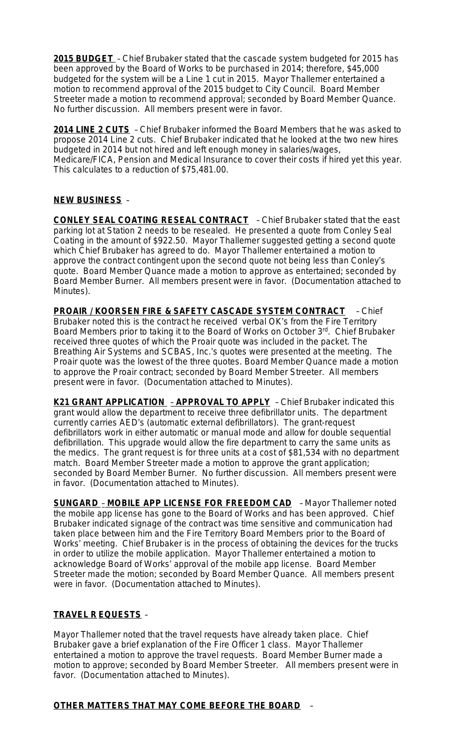**2015 BUDGET** – Chief Brubaker stated that the cascade system budgeted for 2015 has been approved by the Board of Works to be purchased in 2014; therefore, $45,000 budgeted for the system will be a Line 1 cut in 2015. Mayor Thallemer entertained a motion to recommend approval of the 2015 budget to City Council. Board Member Streeter made a motion to recommend approval; seconded by Board Member Quance. No further discussion. All members present were in favor.

**2014 LINE 2 CUTS** – Chief Brubaker informed the Board Members that he was asked to propose 2014 Line 2 cuts. Chief Brubaker indicated that he looked at the two new hires budgeted in 2014 but not hired and left enough money in salaries/wages, Medicare/FICA, Pension and Medical Insurance to cover their costs if hired yet this year. This calculates to a reduction of $75,481.00.

**NEW BUSINESS** –

**CONLEY SEAL COATING RESEAL CONTRACT** – Chief Brubaker stated that the east parking lot at Station 2 needs to be resealed. He presented a quote from Conley Seal Coating in the amount of $922.50. Mayor Thallemer suggested getting a second quote which Chief Brubaker has agreed to do. Mayor Thallemer entertained a motion to approve the contract contingent upon the second quote not being less than Conley's quote. Board Member Quance made a motion to approve as entertained; seconded by Board Member Burner. All members present were in favor. (Documentation attached to Minutes).

**PROAIR / KOORSEN FIRE & SAFETY CASCADE SYSTEM CONTRACT** – Chief Brubaker noted this is the contract he received verbal OK's from the Fire Territory Board Members prior to taking it to the Board of Works on October 3rd. Chief Brubaker received three quotes of which the Proair quote was included in the packet. The Breathing Air Systems and SCBAS, Inc.'s quotes were presented at the meeting. The Proair quote was the lowest of the three quotes. Board Member Quance made a motion to approve the Proair contract; seconded by Board Member Streeter. All members present were in favor. (Documentation attached to Minutes).

**K21 GRANT APPLICATION – APPROVAL TO APPLY** – Chief Brubaker indicated this grant would allow the department to receive three defibrillator units. The department currently carries AED's (automatic external defibrillators). The grant-request defibrillators work in either automatic or manual mode and allow for double sequential defibrillation. This upgrade would allow the fire department to carry the same units as the medics. The grant request is for three units at a cost of $81,534 with no department match. Board Member Streeter made a motion to approve the grant application; seconded by Board Member Burner. No further discussion. All members present were in favor. (Documentation attached to Minutes).

**SUNGARD – MOBILE APP LICENSE FOR FREEDOM CAD** – Mayor Thallemer noted the mobile app license has gone to the Board of Works and has been approved. Chief Brubaker indicated signage of the contract was time sensitive and communication had taken place between him and the Fire Territory Board Members prior to the Board of Works' meeting. Chief Brubaker is in the process of obtaining the devices for the trucks in order to utilize the mobile application. Mayor Thallemer entertained a motion to acknowledge Board of Works' approval of the mobile app license. Board Member Streeter made the motion; seconded by Board Member Quance. All members present were in favor. (Documentation attached to Minutes).

**TRAVEL REQUESTS** –

Mayor Thallemer noted that the travel requests have already taken place. Chief Brubaker gave a brief explanation of the Fire Officer 1 class. Mayor Thallemer entertained a motion to approve the travel requests. Board Member Burner made a motion to approve; seconded by Board Member Streeter. All members present were in favor. (Documentation attached to Minutes).

**OTHER MATTERS THAT MAY COME BEFORE THE BOARD** –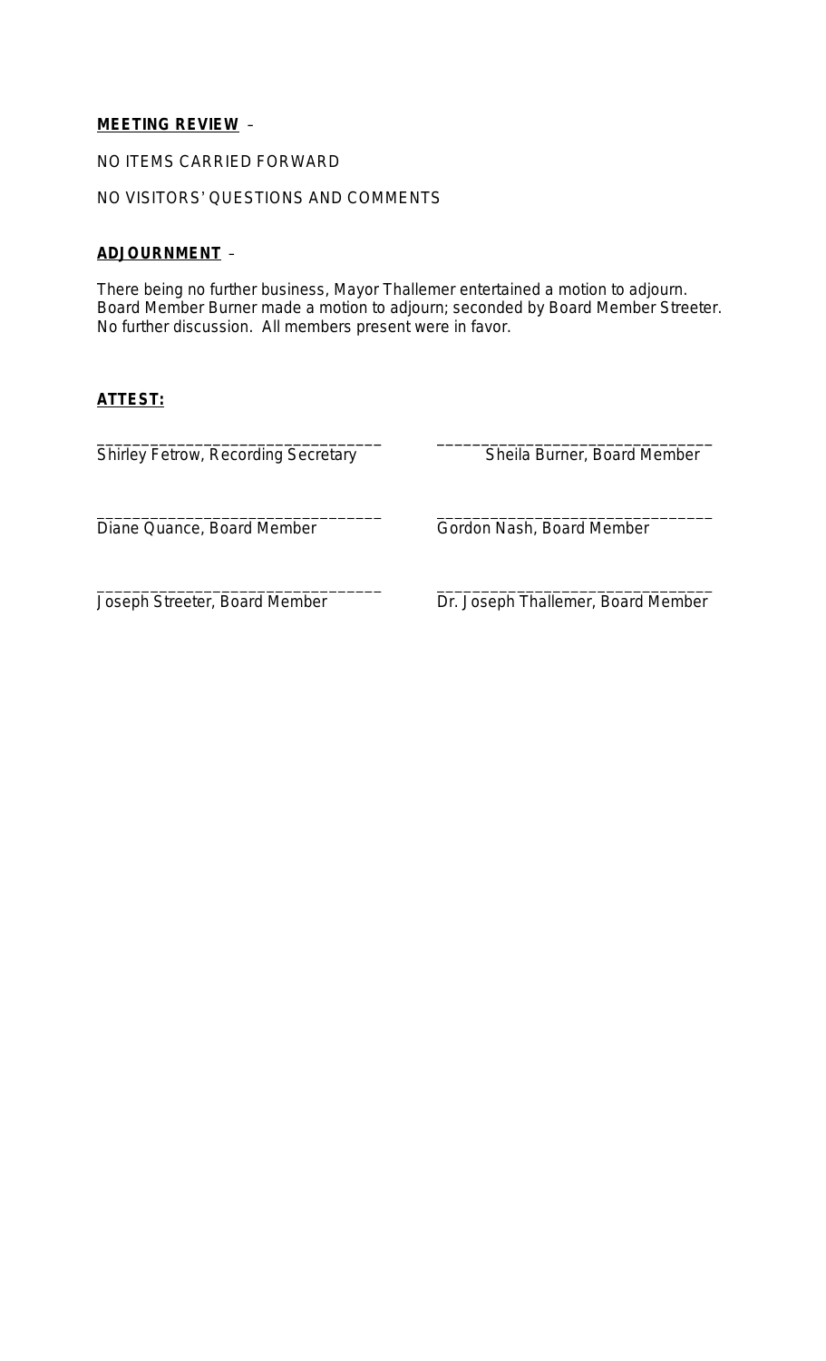**MEETING REVIEW** –

NO ITEMS CARRIED FORWARD

NO VISITORS' QUESTIONS AND COMMENTS

**ADJOURNMENT** –

There being no further business, Mayor Thallemer entertained a motion to adjourn. Board Member Burner made a motion to adjourn; seconded by Board Member Streeter. No further discussion. All members present were in favor.

**ATTEST:**

| | |
|---|---|
| ________________________________ | ________________________________ |
| Shirley Fetrow, Recording Secretary | Sheila Burner, Board Member |
| ________________________________ | ________________________________ |
| Diane Quance, Board Member | Gordon Nash, Board Member |
| ________________________________ | ________________________________ |
| Joseph Streeter, Board Member | Dr. Joseph Thallemer, Board Member |